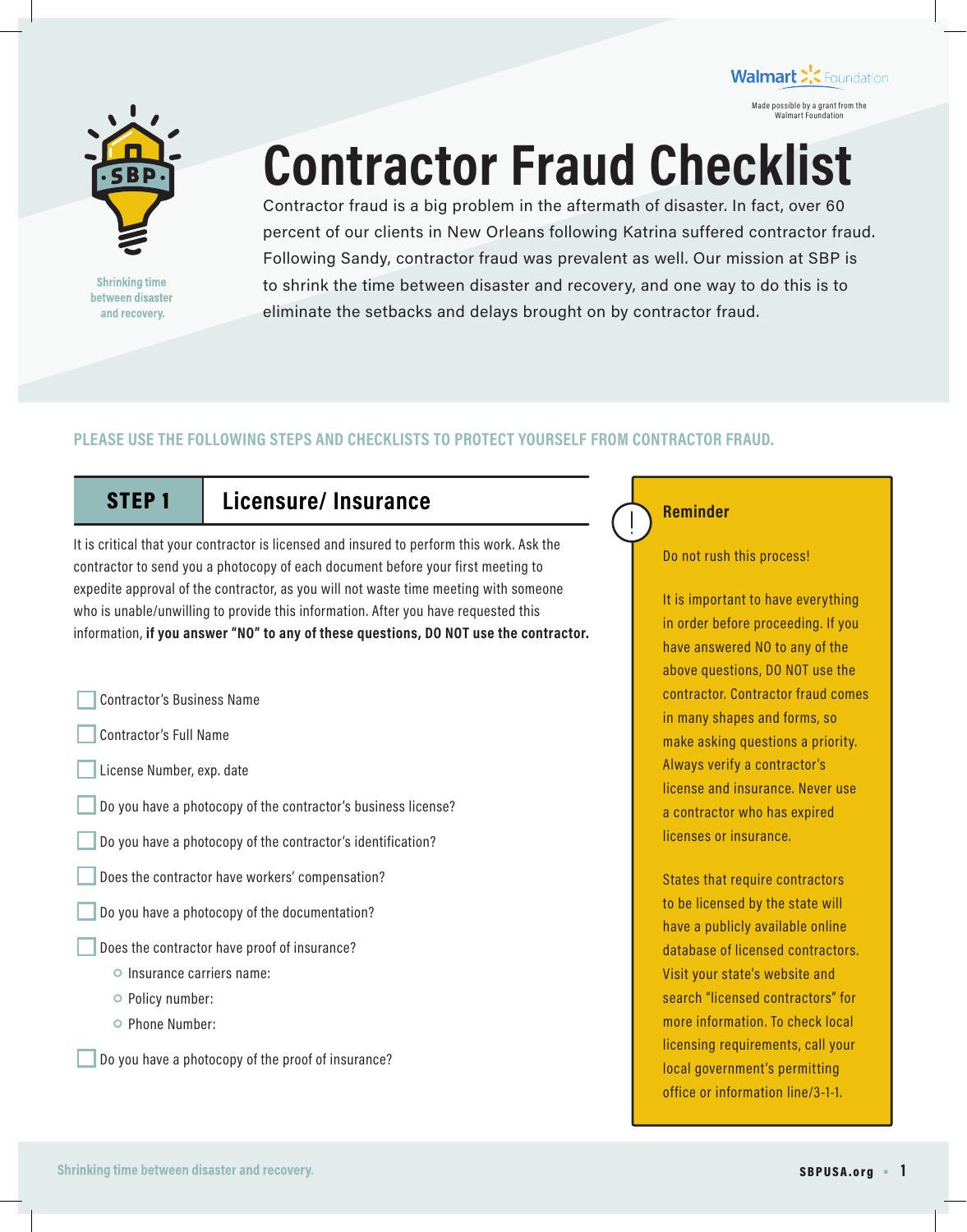Made possible by a grant from the Walmart Foundation

Shrinking time between disaster and recovery.

# Contractor Fraud Checklist

Contractor fraud is a big problem in the aftermath of disaster. In fact, over 60 percent of our clients in New Orleans following Katrina suffered contractor fraud. Following Sandy, contractor fraud was prevalent as well. Our mission at SBP is to shrink the time between disaster and recovery, and one way to do this is to eliminate the setbacks and delays brought on by contractor fraud.

**PLEASE USE THE FOLLOWING STEPS AND CHECKLISTS TO PROTECT YOURSELF FROM CONTRACTOR FRAUD.**

## STEP 1 Licensure/ Insurance

It is critical that your contractor is licensed and insured to perform this work. Ask the contractor to send you a photocopy of each document before your first meeting to expedite approval of the contractor, as you will not waste time meeting with someone who is unable/unwilling to provide this information. After you have requested this information, **if you answer "NO" to any of these questions, DO NOT use the contractor.**

- [ ] Contractor's Business Name
- [ ] Contractor's Full Name
- [ ] License Number, exp. date
- [ ] Do you have a photocopy of the contractor's business license?
- [ ] Do you have a photocopy of the contractor's identification?
- [ ] Does the contractor have workers' compensation?
- [ ] Do you have a photocopy of the documentation?
- [ ] Does the contractor have proof of insurance?
  - Insurance carriers name:
  - Policy number:
  - Phone Number:
- [ ] Do you have a photocopy of the proof of insurance?

**Reminder**

Do not rush this process!

It is important to have everything in order before proceeding. If you have answered NO to any of the above questions, DO NOT use the contractor. Contractor fraud comes in many shapes and forms, so make asking questions a priority. Always verify a contractor's license and insurance. Never use a contractor who has expired licenses or insurance.

States that require contractors to be licensed by the state will have a publicly available online database of licensed contractors. Visit your state's website and search "licensed contractors" for more information. To check local licensing requirements, call your local government's permitting office or information line/3-1-1.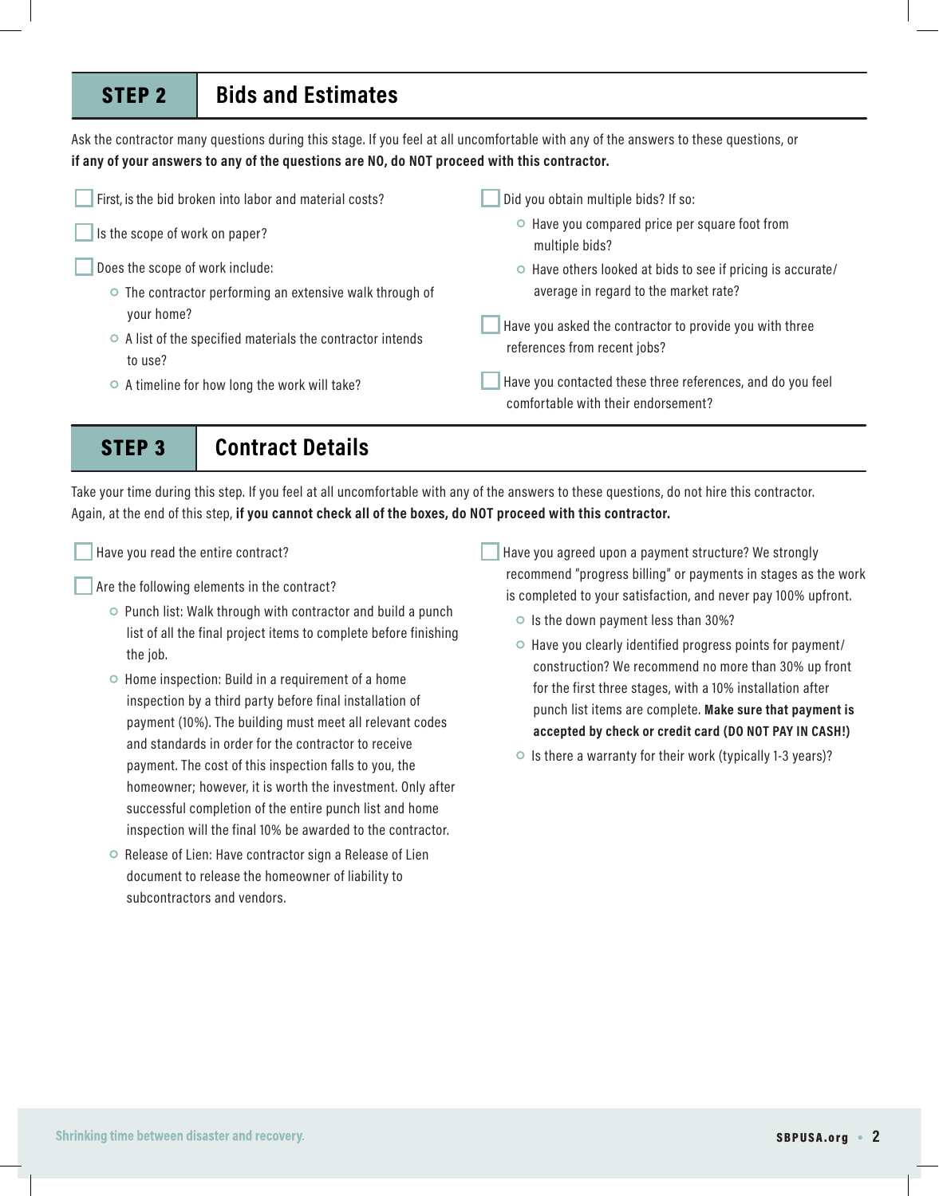## STEP 2 Bids and Estimates

Ask the contractor many questions during this stage. If you feel at all uncomfortable with any of the answers to these questions, or **if any of your answers to any of the questions are NO, do NOT proceed with this contractor.**

- [ ] First, is the bid broken into labor and material costs?
- [ ] Is the scope of work on paper?
- [ ] Does the scope of work include:
  - The contractor performing an extensive walk through of your home?
  - A list of the specified materials the contractor intends to use?
  - A timeline for how long the work will take?
- [ ] Did you obtain multiple bids? If so:
  - Have you compared price per square foot from multiple bids?
  - Have others looked at bids to see if pricing is accurate/average in regard to the market rate?
- [ ] Have you asked the contractor to provide you with three references from recent jobs?
- [ ] Have you contacted these three references, and do you feel comfortable with their endorsement?

## STEP 3 Contract Details

Take your time during this step. If you feel at all uncomfortable with any of the answers to these questions, do not hire this contractor. Again, at the end of this step, **if you cannot check all of the boxes, do NOT proceed with this contractor.**

- [ ] Have you read the entire contract?
- [ ] Are the following elements in the contract?
  - Punch list: Walk through with contractor and build a punch list of all the final project items to complete before finishing the job.
  - Home inspection: Build in a requirement of a home inspection by a third party before final installation of payment (10%). The building must meet all relevant codes and standards in order for the contractor to receive payment. The cost of this inspection falls to you, the homeowner; however, it is worth the investment. Only after successful completion of the entire punch list and home inspection will the final 10% be awarded to the contractor.
  - Release of Lien: Have contractor sign a Release of Lien document to release the homeowner of liability to subcontractors and vendors.
- [ ] Have you agreed upon a payment structure? We strongly recommend "progress billing" or payments in stages as the work is completed to your satisfaction, and never pay 100% upfront.
  - Is the down payment less than 30%?
  - Have you clearly identified progress points for payment/construction? We recommend no more than 30% up front for the first three stages, with a 10% installation after punch list items are complete. **Make sure that payment is accepted by check or credit card (DO NOT PAY IN CASH!)**
  - Is there a warranty for their work (typically 1-3 years)?